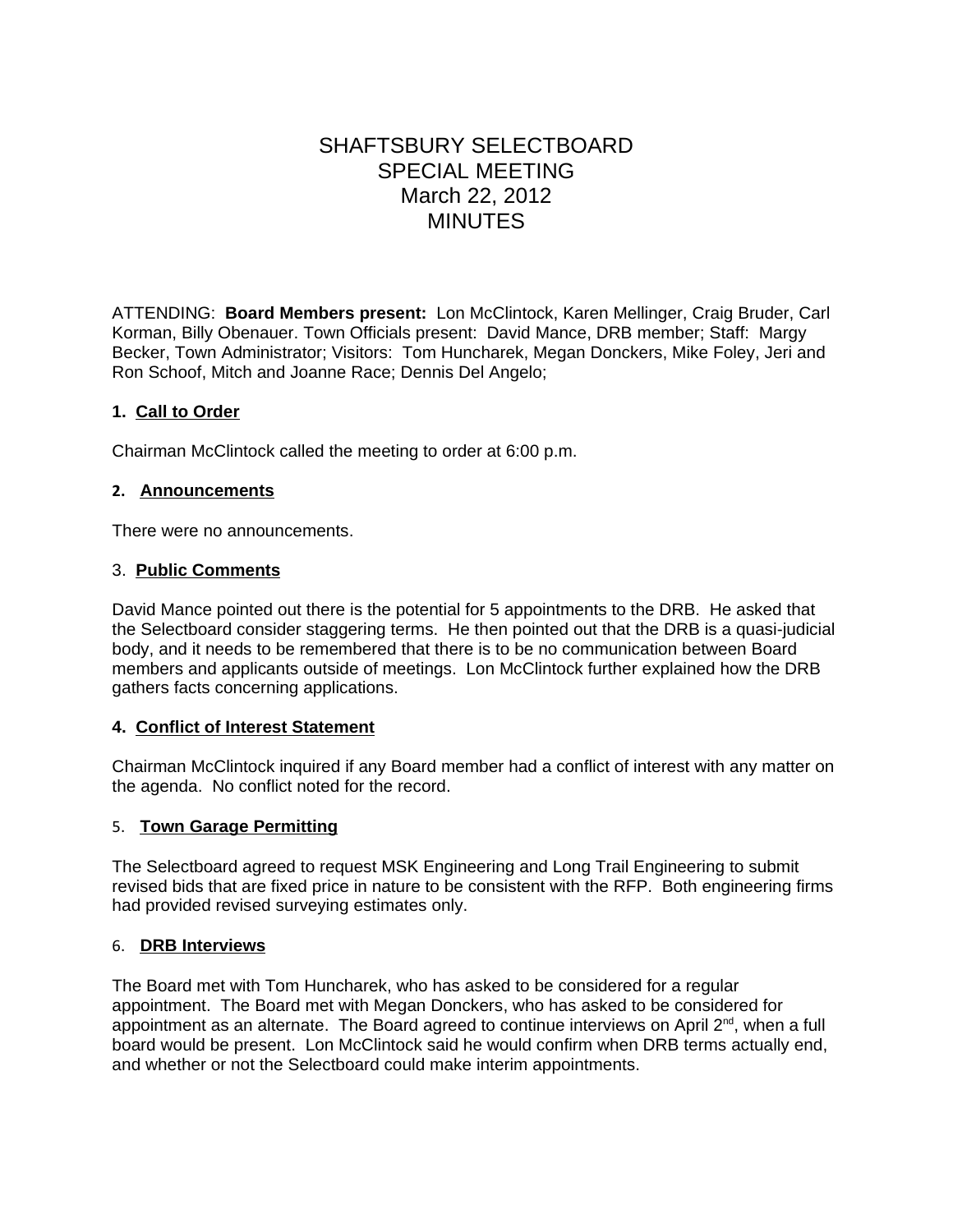# SHAFTSBURY SELECTBOARD
# SPECIAL MEETING
# March 22, 2012
# MINUTES

ATTENDING: **Board Members present:** Lon McClintock, Karen Mellinger, Craig Bruder, Carl Korman, Billy Obenauer. Town Officials present: David Mance, DRB member; Staff: Margy Becker, Town Administrator; Visitors: Tom Huncharek, Megan Donckers, Mike Foley, Jeri and Ron Schoof, Mitch and Joanne Race; Dennis Del Angelo;

### 1. <u>Call to Order</u>

Chairman McClintock called the meeting to order at 6:00 p.m.

### 2. <u>Announcements</u>

There were no announcements.

### 3. <u>Public Comments</u>

David Mance pointed out there is the potential for 5 appointments to the DRB. He asked that the Selectboard consider staggering terms. He then pointed out that the DRB is a quasi-judicial body, and it needs to be remembered that there is to be no communication between Board members and applicants outside of meetings. Lon McClintock further explained how the DRB gathers facts concerning applications.

### 4. <u>Conflict of Interest Statement</u>

Chairman McClintock inquired if any Board member had a conflict of interest with any matter on the agenda. No conflict noted for the record.

### 5. <u>Town Garage Permitting</u>

The Selectboard agreed to request MSK Engineering and Long Trail Engineering to submit revised bids that are fixed price in nature to be consistent with the RFP. Both engineering firms had provided revised surveying estimates only.

### 6. <u>DRB Interviews</u>

The Board met with Tom Huncharek, who has asked to be considered for a regular appointment. The Board met with Megan Donckers, who has asked to be considered for appointment as an alternate. The Board agreed to continue interviews on April 2nd, when a full board would be present. Lon McClintock said he would confirm when DRB terms actually end, and whether or not the Selectboard could make interim appointments.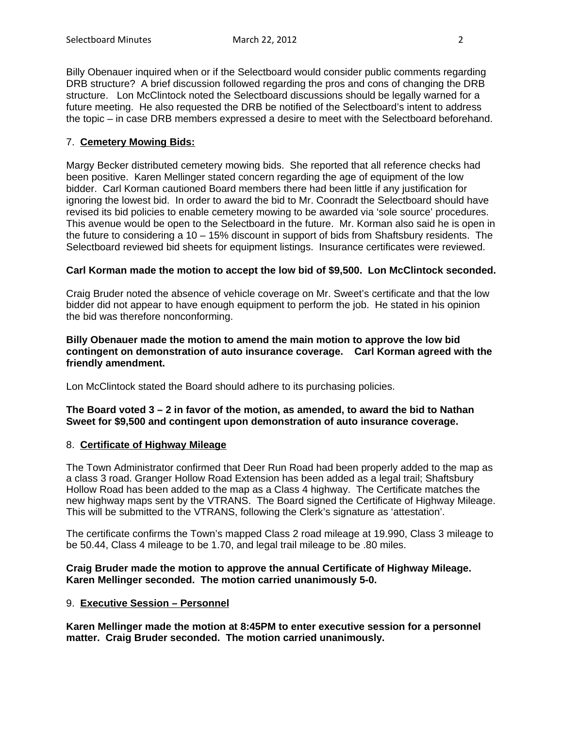Billy Obenauer inquired when or if the Selectboard would consider public comments regarding DRB structure? A brief discussion followed regarding the pros and cons of changing the DRB structure. Lon McClintock noted the Selectboard discussions should be legally warned for a future meeting. He also requested the DRB be notified of the Selectboard's intent to address the topic – in case DRB members expressed a desire to meet with the Selectboard beforehand.

7. **Cemetery Mowing Bids:**

Margy Becker distributed cemetery mowing bids. She reported that all reference checks had been positive. Karen Mellinger stated concern regarding the age of equipment of the low bidder. Carl Korman cautioned Board members there had been little if any justification for ignoring the lowest bid. In order to award the bid to Mr. Coonradt the Selectboard should have revised its bid policies to enable cemetery mowing to be awarded via 'sole source' procedures. This avenue would be open to the Selectboard in the future. Mr. Korman also said he is open in the future to considering a 10 – 15% discount in support of bids from Shaftsbury residents. The Selectboard reviewed bid sheets for equipment listings. Insurance certificates were reviewed.

**Carl Korman made the motion to accept the low bid of $9,500. Lon McClintock seconded.**

Craig Bruder noted the absence of vehicle coverage on Mr. Sweet's certificate and that the low bidder did not appear to have enough equipment to perform the job. He stated in his opinion the bid was therefore nonconforming.

**Billy Obenauer made the motion to amend the main motion to approve the low bid contingent on demonstration of auto insurance coverage. Carl Korman agreed with the friendly amendment.**

Lon McClintock stated the Board should adhere to its purchasing policies.

**The Board voted 3 – 2 in favor of the motion, as amended, to award the bid to Nathan Sweet for $9,500 and contingent upon demonstration of auto insurance coverage.**

8. **Certificate of Highway Mileage**

The Town Administrator confirmed that Deer Run Road had been properly added to the map as a class 3 road. Granger Hollow Road Extension has been added as a legal trail; Shaftsbury Hollow Road has been added to the map as a Class 4 highway. The Certificate matches the new highway maps sent by the VTRANS. The Board signed the Certificate of Highway Mileage. This will be submitted to the VTRANS, following the Clerk's signature as 'attestation'.

The certificate confirms the Town's mapped Class 2 road mileage at 19.990, Class 3 mileage to be 50.44, Class 4 mileage to be 1.70, and legal trail mileage to be .80 miles.

**Craig Bruder made the motion to approve the annual Certificate of Highway Mileage. Karen Mellinger seconded. The motion carried unanimously 5-0.**

9. **Executive Session – Personnel**

**Karen Mellinger made the motion at 8:45PM to enter executive session for a personnel matter. Craig Bruder seconded. The motion carried unanimously.**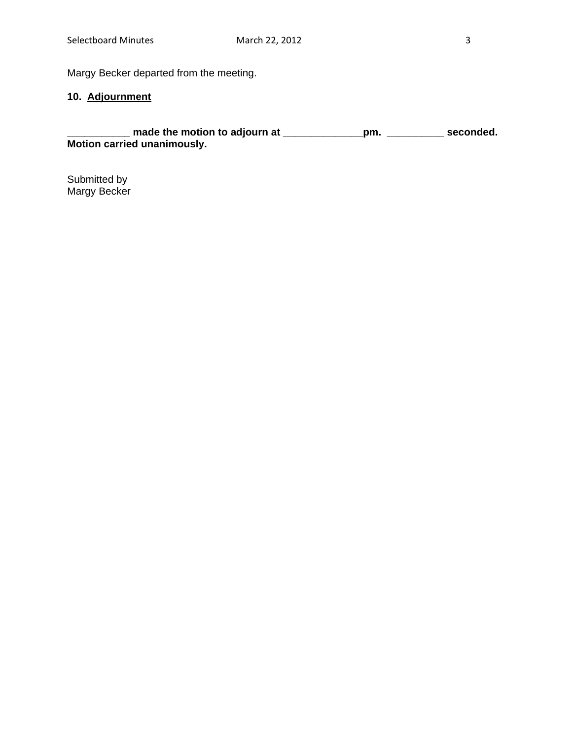Margy Becker departed from the meeting.

**10. Adjournment**

**__________ made the motion to adjourn at _____________pm. _________ seconded. Motion carried unanimously.**

Submitted by
Margy Becker